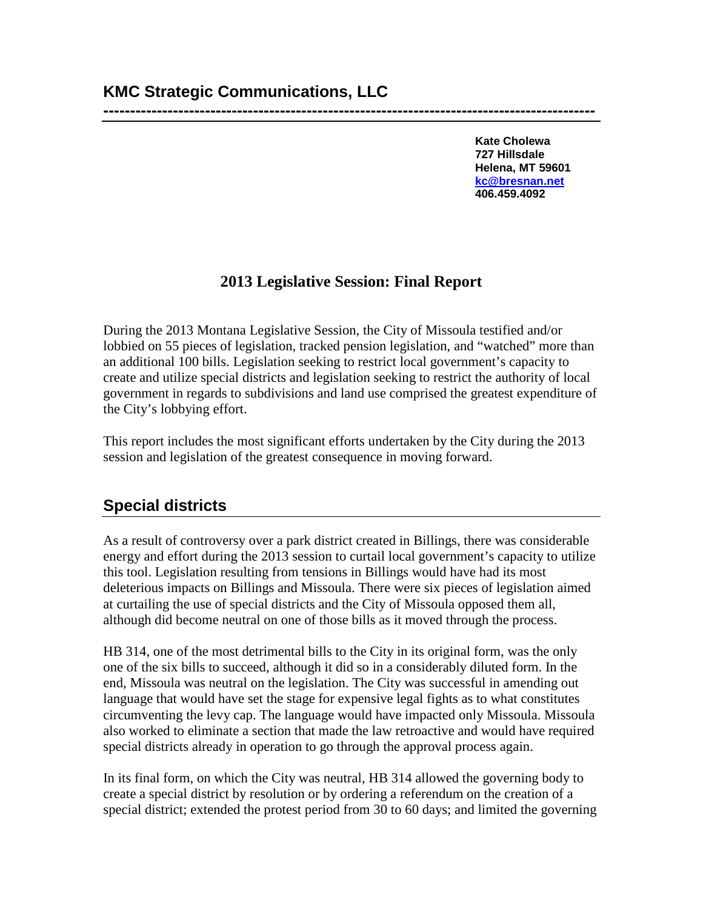## KMC Strategic Communications, LLC

---

**Kate Cholewa**
**727 Hillsdale**
**Helena, MT 59601**
**[kc@bresnan.net](mailto:kc@bresnan.net)**
**406.459.4092**

# 2013 Legislative Session: Final Report

During the 2013 Montana Legislative Session, the City of Missoula testified and/or lobbied on 55 pieces of legislation, tracked pension legislation, and "watched" more than an additional 100 bills. Legislation seeking to restrict local government's capacity to create and utilize special districts and legislation seeking to restrict the authority of local government in regards to subdivisions and land use comprised the greatest expenditure of the City's lobbying effort.

This report includes the most significant efforts undertaken by the City during the 2013 session and legislation of the greatest consequence in moving forward.

## Special districts

As a result of controversy over a park district created in Billings, there was considerable energy and effort during the 2013 session to curtail local government's capacity to utilize this tool. Legislation resulting from tensions in Billings would have had its most deleterious impacts on Billings and Missoula. There were six pieces of legislation aimed at curtailing the use of special districts and the City of Missoula opposed them all, although did become neutral on one of those bills as it moved through the process.

HB 314, one of the most detrimental bills to the City in its original form, was the only one of the six bills to succeed, although it did so in a considerably diluted form. In the end, Missoula was neutral on the legislation. The City was successful in amending out language that would have set the stage for expensive legal fights as to what constitutes circumventing the levy cap. The language would have impacted only Missoula. Missoula also worked to eliminate a section that made the law retroactive and would have required special districts already in operation to go through the approval process again.

In its final form, on which the City was neutral, HB 314 allowed the governing body to create a special district by resolution or by ordering a referendum on the creation of a special district; extended the protest period from 30 to 60 days; and limited the governing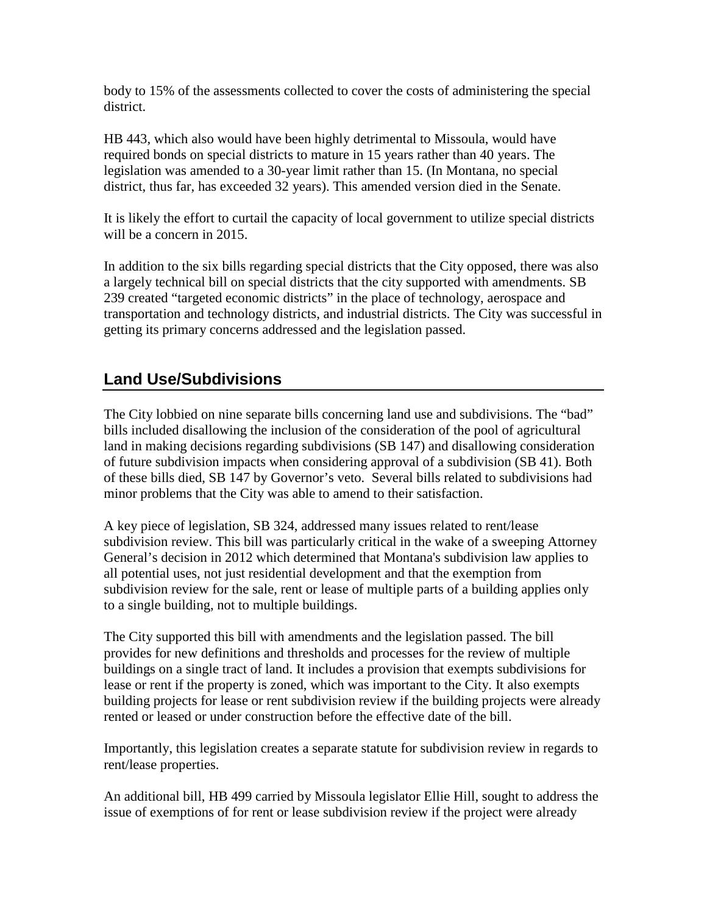body to 15% of the assessments collected to cover the costs of administering the special district.

HB 443, which also would have been highly detrimental to Missoula, would have required bonds on special districts to mature in 15 years rather than 40 years. The legislation was amended to a 30-year limit rather than 15. (In Montana, no special district, thus far, has exceeded 32 years). This amended version died in the Senate.

It is likely the effort to curtail the capacity of local government to utilize special districts will be a concern in 2015.

In addition to the six bills regarding special districts that the City opposed, there was also a largely technical bill on special districts that the city supported with amendments. SB 239 created "targeted economic districts" in the place of technology, aerospace and transportation and technology districts, and industrial districts. The City was successful in getting its primary concerns addressed and the legislation passed.

## Land Use/Subdivisions

The City lobbied on nine separate bills concerning land use and subdivisions. The "bad" bills included disallowing the inclusion of the consideration of the pool of agricultural land in making decisions regarding subdivisions (SB 147) and disallowing consideration of future subdivision impacts when considering approval of a subdivision (SB 41). Both of these bills died, SB 147 by Governor's veto. Several bills related to subdivisions had minor problems that the City was able to amend to their satisfaction.

A key piece of legislation, SB 324, addressed many issues related to rent/lease subdivision review. This bill was particularly critical in the wake of a sweeping Attorney General's decision in 2012 which determined that Montana's subdivision law applies to all potential uses, not just residential development and that the exemption from subdivision review for the sale, rent or lease of multiple parts of a building applies only to a single building, not to multiple buildings.

The City supported this bill with amendments and the legislation passed. The bill provides for new definitions and thresholds and processes for the review of multiple buildings on a single tract of land. It includes a provision that exempts subdivisions for lease or rent if the property is zoned, which was important to the City. It also exempts building projects for lease or rent subdivision review if the building projects were already rented or leased or under construction before the effective date of the bill.

Importantly, this legislation creates a separate statute for subdivision review in regards to rent/lease properties.

An additional bill, HB 499 carried by Missoula legislator Ellie Hill, sought to address the issue of exemptions of for rent or lease subdivision review if the project were already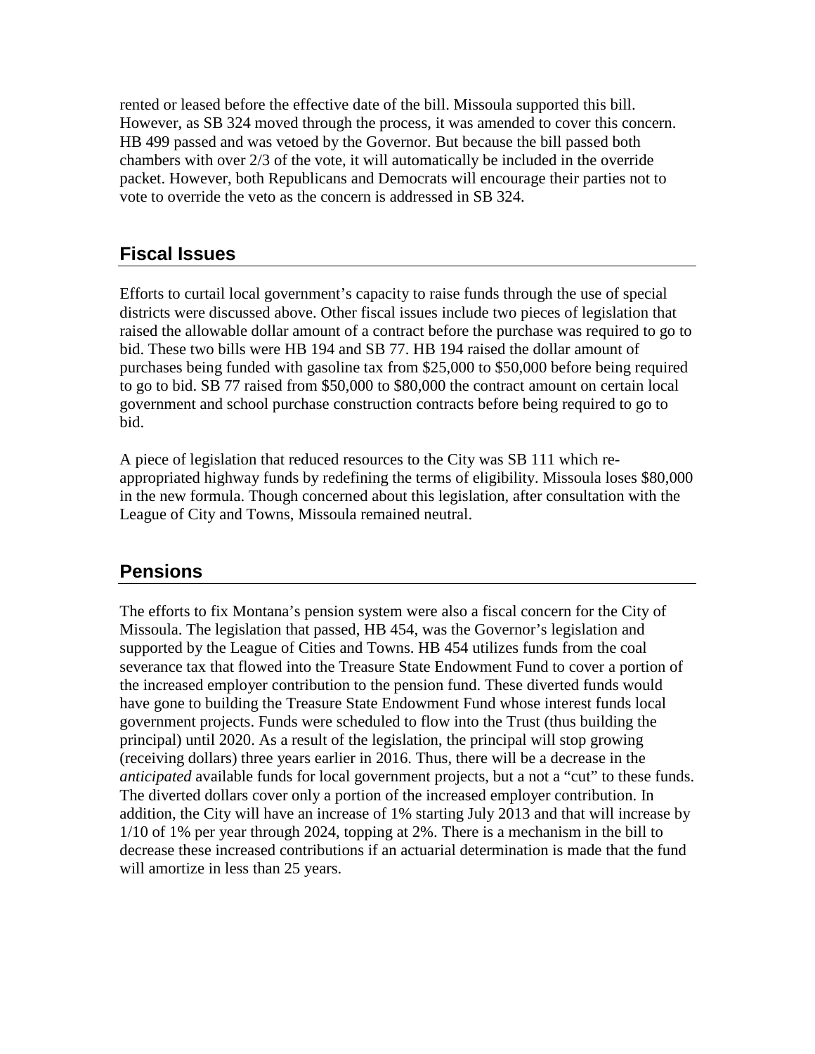rented or leased before the effective date of the bill. Missoula supported this bill. However, as SB 324 moved through the process, it was amended to cover this concern. HB 499 passed and was vetoed by the Governor. But because the bill passed both chambers with over 2/3 of the vote, it will automatically be included in the override packet. However, both Republicans and Democrats will encourage their parties not to vote to override the veto as the concern is addressed in SB 324.

## Fiscal Issues

Efforts to curtail local government's capacity to raise funds through the use of special districts were discussed above. Other fiscal issues include two pieces of legislation that raised the allowable dollar amount of a contract before the purchase was required to go to bid. These two bills were HB 194 and SB 77. HB 194 raised the dollar amount of purchases being funded with gasoline tax from $25,000 to $50,000 before being required to go to bid. SB 77 raised from $50,000 to $80,000 the contract amount on certain local government and school purchase construction contracts before being required to go to bid.

A piece of legislation that reduced resources to the City was SB 111 which re-appropriated highway funds by redefining the terms of eligibility. Missoula loses $80,000 in the new formula. Though concerned about this legislation, after consultation with the League of City and Towns, Missoula remained neutral.

## Pensions

The efforts to fix Montana's pension system were also a fiscal concern for the City of Missoula. The legislation that passed, HB 454, was the Governor's legislation and supported by the League of Cities and Towns. HB 454 utilizes funds from the coal severance tax that flowed into the Treasure State Endowment Fund to cover a portion of the increased employer contribution to the pension fund. These diverted funds would have gone to building the Treasure State Endowment Fund whose interest funds local government projects. Funds were scheduled to flow into the Trust (thus building the principal) until 2020. As a result of the legislation, the principal will stop growing (receiving dollars) three years earlier in 2016. Thus, there will be a decrease in the *anticipated* available funds for local government projects, but a not a "cut" to these funds. The diverted dollars cover only a portion of the increased employer contribution. In addition, the City will have an increase of 1% starting July 2013 and that will increase by 1/10 of 1% per year through 2024, topping at 2%. There is a mechanism in the bill to decrease these increased contributions if an actuarial determination is made that the fund will amortize in less than 25 years.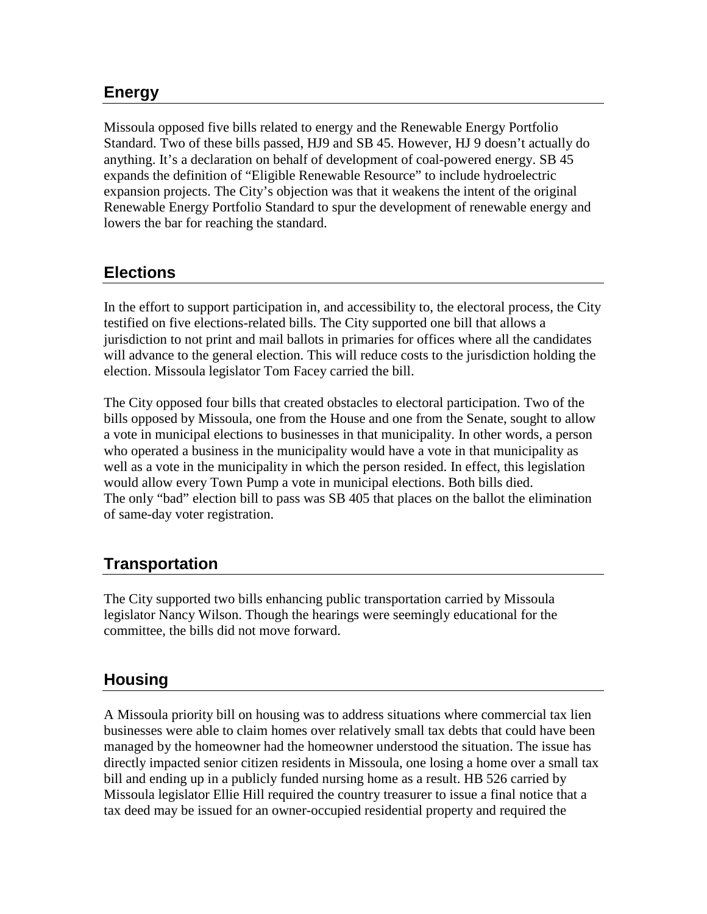## Energy

Missoula opposed five bills related to energy and the Renewable Energy Portfolio Standard. Two of these bills passed, HJ9 and SB 45. However, HJ 9 doesn't actually do anything. It's a declaration on behalf of development of coal-powered energy. SB 45 expands the definition of "Eligible Renewable Resource" to include hydroelectric expansion projects. The City's objection was that it weakens the intent of the original Renewable Energy Portfolio Standard to spur the development of renewable energy and lowers the bar for reaching the standard.

## Elections

In the effort to support participation in, and accessibility to, the electoral process, the City testified on five elections-related bills. The City supported one bill that allows a jurisdiction to not print and mail ballots in primaries for offices where all the candidates will advance to the general election. This will reduce costs to the jurisdiction holding the election. Missoula legislator Tom Facey carried the bill.

The City opposed four bills that created obstacles to electoral participation. Two of the bills opposed by Missoula, one from the House and one from the Senate, sought to allow a vote in municipal elections to businesses in that municipality. In other words, a person who operated a business in the municipality would have a vote in that municipality as well as a vote in the municipality in which the person resided. In effect, this legislation would allow every Town Pump a vote in municipal elections. Both bills died.
The only "bad" election bill to pass was SB 405 that places on the ballot the elimination of same-day voter registration.

## Transportation

The City supported two bills enhancing public transportation carried by Missoula legislator Nancy Wilson. Though the hearings were seemingly educational for the committee, the bills did not move forward.

## Housing

A Missoula priority bill on housing was to address situations where commercial tax lien businesses were able to claim homes over relatively small tax debts that could have been managed by the homeowner had the homeowner understood the situation. The issue has directly impacted senior citizen residents in Missoula, one losing a home over a small tax bill and ending up in a publicly funded nursing home as a result. HB 526 carried by Missoula legislator Ellie Hill required the country treasurer to issue a final notice that a tax deed may be issued for an owner-occupied residential property and required the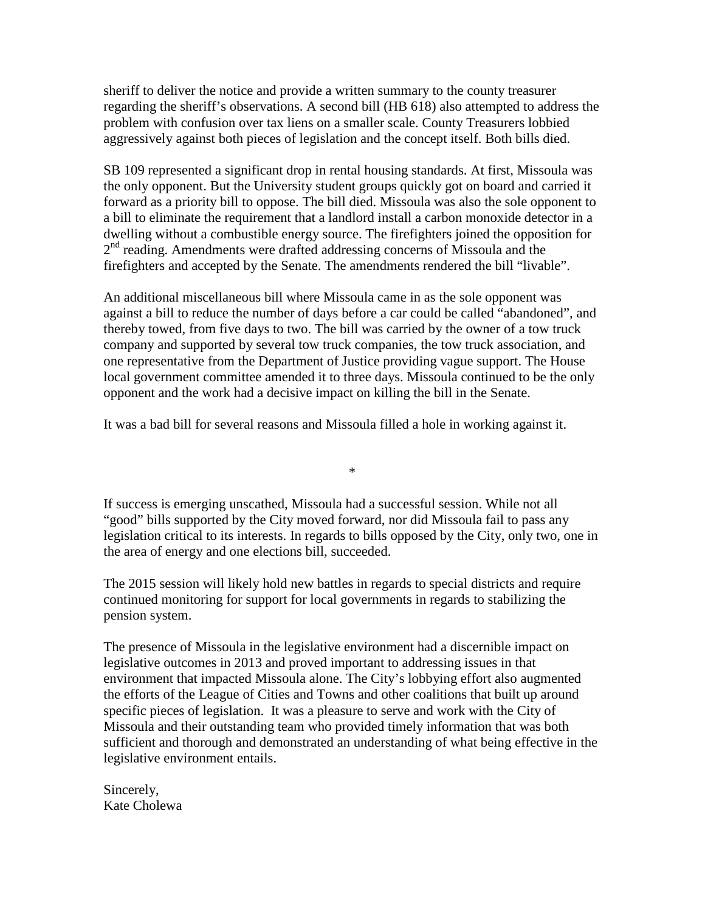sheriff to deliver the notice and provide a written summary to the county treasurer regarding the sheriff's observations. A second bill (HB 618) also attempted to address the problem with confusion over tax liens on a smaller scale. County Treasurers lobbied aggressively against both pieces of legislation and the concept itself. Both bills died.

SB 109 represented a significant drop in rental housing standards. At first, Missoula was the only opponent. But the University student groups quickly got on board and carried it forward as a priority bill to oppose. The bill died. Missoula was also the sole opponent to a bill to eliminate the requirement that a landlord install a carbon monoxide detector in a dwelling without a combustible energy source. The firefighters joined the opposition for 2nd reading. Amendments were drafted addressing concerns of Missoula and the firefighters and accepted by the Senate. The amendments rendered the bill "livable".

An additional miscellaneous bill where Missoula came in as the sole opponent was against a bill to reduce the number of days before a car could be called "abandoned", and thereby towed, from five days to two. The bill was carried by the owner of a tow truck company and supported by several tow truck companies, the tow truck association, and one representative from the Department of Justice providing vague support. The House local government committee amended it to three days. Missoula continued to be the only opponent and the work had a decisive impact on killing the bill in the Senate.

It was a bad bill for several reasons and Missoula filled a hole in working against it.

*

If success is emerging unscathed, Missoula had a successful session. While not all "good" bills supported by the City moved forward, nor did Missoula fail to pass any legislation critical to its interests. In regards to bills opposed by the City, only two, one in the area of energy and one elections bill, succeeded.

The 2015 session will likely hold new battles in regards to special districts and require continued monitoring for support for local governments in regards to stabilizing the pension system.

The presence of Missoula in the legislative environment had a discernible impact on legislative outcomes in 2013 and proved important to addressing issues in that environment that impacted Missoula alone. The City's lobbying effort also augmented the efforts of the League of Cities and Towns and other coalitions that built up around specific pieces of legislation. It was a pleasure to serve and work with the City of Missoula and their outstanding team who provided timely information that was both sufficient and thorough and demonstrated an understanding of what being effective in the legislative environment entails.

Sincerely,
Kate Cholewa